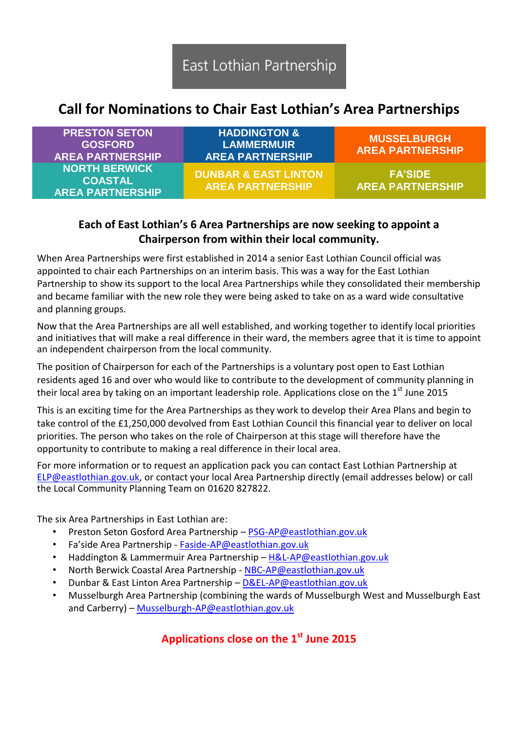East Lothian Partnership

# Call for Nominations to Chair East Lothian's Area Partnerships

| PRESTON SETON GOSFORD AREA PARTNERSHIP | HADDINGTON & LAMMERMUIR AREA PARTNERSHIP | MUSSELBURGH AREA PARTNERSHIP |
|---|---|---|
| NORTH BERWICK COASTAL AREA PARTNERSHIP | DUNBAR & EAST LINTON AREA PARTNERSHIP | FA'SIDE AREA PARTNERSHIP |

## Each of East Lothian's 6 Area Partnerships are now seeking to appoint a Chairperson from within their local community.

When Area Partnerships were first established in 2014 a senior East Lothian Council official was appointed to chair each Partnerships on an interim basis. This was a way for the East Lothian Partnership to show its support to the local Area Partnerships while they consolidated their membership and became familiar with the new role they were being asked to take on as a ward wide consultative and planning groups.

Now that the Area Partnerships are all well established, and working together to identify local priorities and initiatives that will make a real difference in their ward, the members agree that it is time to appoint an independent chairperson from the local community.

The position of Chairperson for each of the Partnerships is a voluntary post open to East Lothian residents aged 16 and over who would like to contribute to the development of community planning in their local area by taking on an important leadership role. Applications close on the 1st June 2015

This is an exciting time for the Area Partnerships as they work to develop their Area Plans and begin to take control of the £1,250,000 devolved from East Lothian Council this financial year to deliver on local priorities. The person who takes on the role of Chairperson at this stage will therefore have the opportunity to contribute to making a real difference in their local area.

For more information or to request an application pack you can contact East Lothian Partnership at ELP@eastlothian.gov.uk, or contact your local Area Partnership directly (email addresses below) or call the Local Community Planning Team on 01620 827822.

The six Area Partnerships in East Lothian are:

- Preston Seton Gosford Area Partnership – PSG-AP@eastlothian.gov.uk
- Fa'side Area Partnership - Faside-AP@eastlothian.gov.uk
- Haddington & Lammermuir Area Partnership – H&L-AP@eastlothian.gov.uk
- North Berwick Coastal Area Partnership - NBC-AP@eastlothian.gov.uk
- Dunbar & East Linton Area Partnership – D&EL-AP@eastlothian.gov.uk
- Musselburgh Area Partnership (combining the wards of Musselburgh West and Musselburgh East and Carberry) – Musselburgh-AP@eastlothian.gov.uk

**Applications close on the 1st June 2015**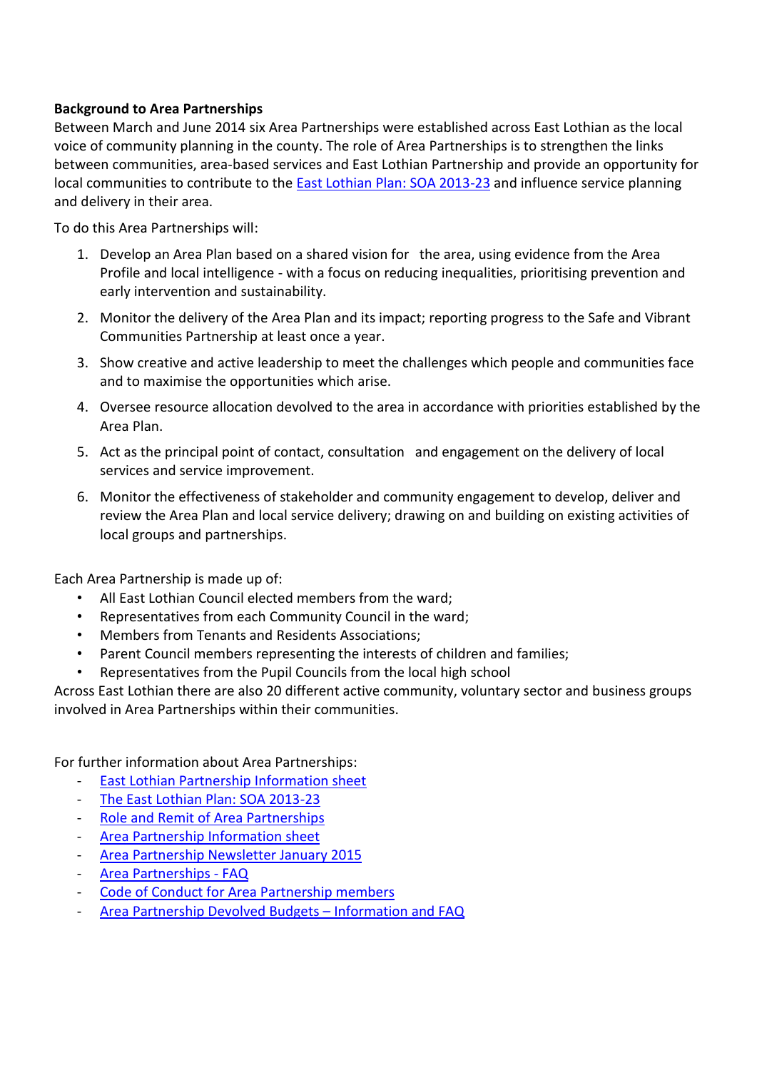**Background to Area Partnerships**

Between March and June 2014 six Area Partnerships were established across East Lothian as the local voice of community planning in the county. The role of Area Partnerships is to strengthen the links between communities, area-based services and East Lothian Partnership and provide an opportunity for local communities to contribute to the East Lothian Plan: SOA 2013-23 and influence service planning and delivery in their area.

To do this Area Partnerships will:

1. Develop an Area Plan based on a shared vision for the area, using evidence from the Area Profile and local intelligence - with a focus on reducing inequalities, prioritising prevention and early intervention and sustainability.
2. Monitor the delivery of the Area Plan and its impact; reporting progress to the Safe and Vibrant Communities Partnership at least once a year.
3. Show creative and active leadership to meet the challenges which people and communities face and to maximise the opportunities which arise.
4. Oversee resource allocation devolved to the area in accordance with priorities established by the Area Plan.
5. Act as the principal point of contact, consultation and engagement on the delivery of local services and service improvement.
6. Monitor the effectiveness of stakeholder and community engagement to develop, deliver and review the Area Plan and local service delivery; drawing on and building on existing activities of local groups and partnerships.

Each Area Partnership is made up of:

- All East Lothian Council elected members from the ward;
- Representatives from each Community Council in the ward;
- Members from Tenants and Residents Associations;
- Parent Council members representing the interests of children and families;
- Representatives from the Pupil Councils from the local high school

Across East Lothian there are also 20 different active community, voluntary sector and business groups involved in Area Partnerships within their communities.

For further information about Area Partnerships:

- East Lothian Partnership Information sheet
- The East Lothian Plan: SOA 2013-23
- Role and Remit of Area Partnerships
- Area Partnership Information sheet
- Area Partnership Newsletter January 2015
- Area Partnerships - FAQ
- Code of Conduct for Area Partnership members
- Area Partnership Devolved Budgets – Information and FAQ